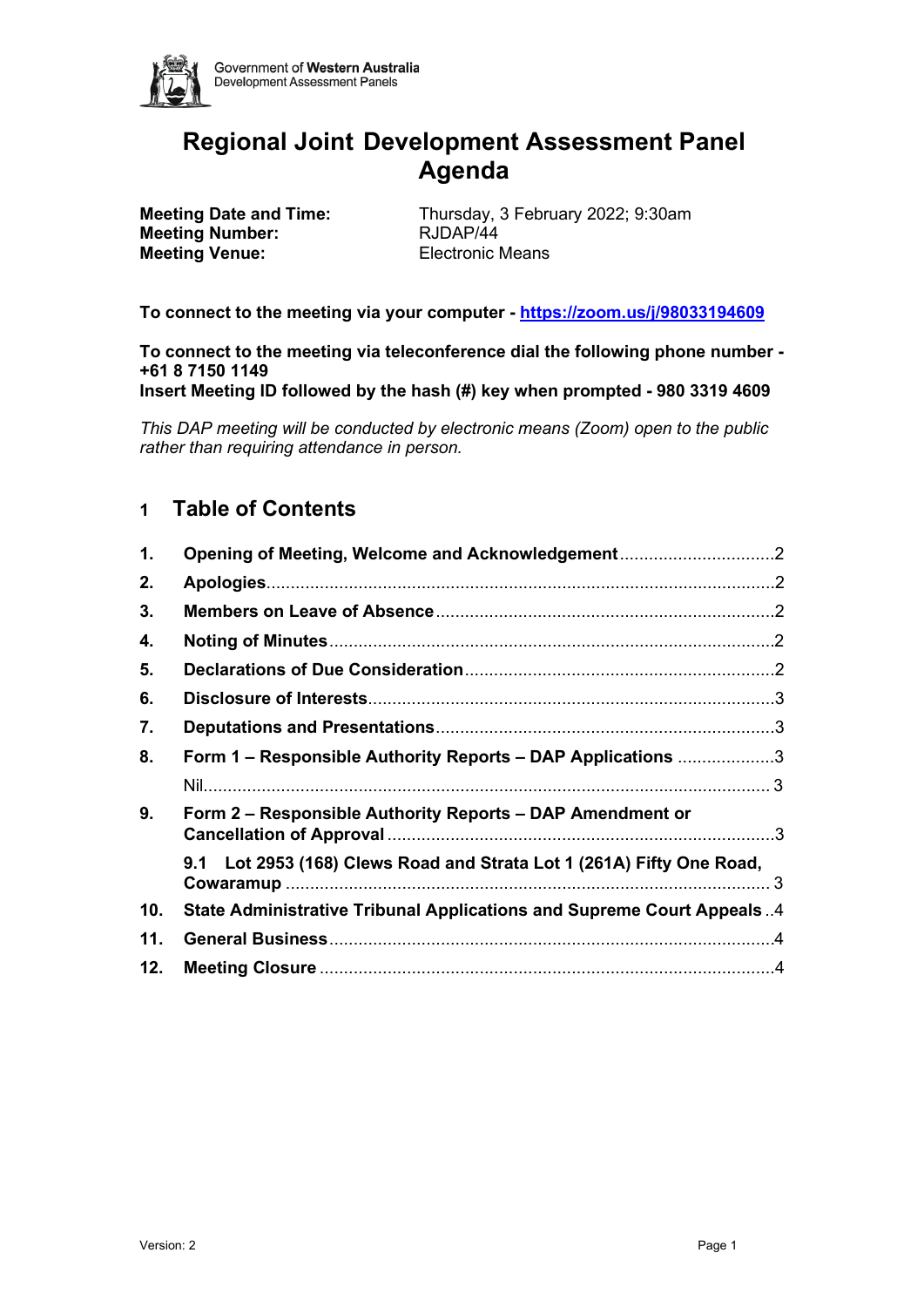Government of Western Australia
Development Assessment Panels

# Regional Joint Development Assessment Panel Agenda

**Meeting Date and Time:** Thursday, 3 February 2022; 9:30am
**Meeting Number:** RJDAP/44
**Meeting Venue:** Electronic Means

**To connect to the meeting via your computer - https://zoom.us/j/98033194609**

**To connect to the meeting via teleconference dial the following phone number - +61 8 7150 1149**
**Insert Meeting ID followed by the hash (#) key when prompted - 980 3319 4609**

*This DAP meeting will be conducted by electronic means (Zoom) open to the public rather than requiring attendance in person.*

## 1 Table of Contents

1. **Opening of Meeting, Welcome and Acknowledgement** ....... 2
2. **Apologies** ....... 2
3. **Members on Leave of Absence** ....... 2
4. **Noting of Minutes** ....... 2
5. **Declarations of Due Consideration** ....... 2
6. **Disclosure of Interests** ....... 3
7. **Deputations and Presentations** ....... 3
8. **Form 1 – Responsible Authority Reports – DAP Applications** ....... 3
   Nil ....... 3
9. **Form 2 – Responsible Authority Reports – DAP Amendment or Cancellation of Approval** ....... 3
   **9.1 Lot 2953 (168) Clews Road and Strata Lot 1 (261A) Fifty One Road, Cowaramup** ....... 3
10. **State Administrative Tribunal Applications and Supreme Court Appeals** ....... 4
11. **General Business** ....... 4
12. **Meeting Closure** ....... 4

Version: 2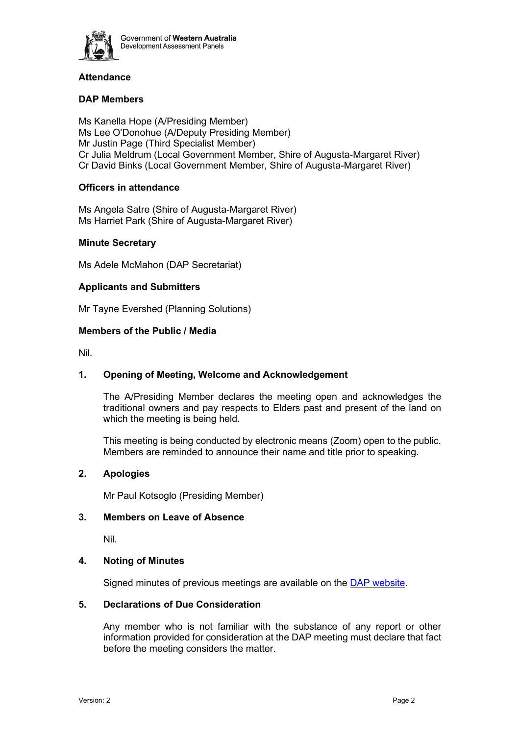## Attendance

### DAP Members

Ms Kanella Hope (A/Presiding Member)
Ms Lee O'Donohue (A/Deputy Presiding Member)
Mr Justin Page (Third Specialist Member)
Cr Julia Meldrum (Local Government Member, Shire of Augusta-Margaret River)
Cr David Binks (Local Government Member, Shire of Augusta-Margaret River)

### Officers in attendance

Ms Angela Satre (Shire of Augusta-Margaret River)
Ms Harriet Park (Shire of Augusta-Margaret River)

### Minute Secretary

Ms Adele McMahon (DAP Secretariat)

### Applicants and Submitters

Mr Tayne Evershed (Planning Solutions)

### Members of the Public / Media

Nil.

## 1. Opening of Meeting, Welcome and Acknowledgement

The A/Presiding Member declares the meeting open and acknowledges the traditional owners and pay respects to Elders past and present of the land on which the meeting is being held.

This meeting is being conducted by electronic means (Zoom) open to the public. Members are reminded to announce their name and title prior to speaking.

## 2. Apologies

Mr Paul Kotsoglo (Presiding Member)

## 3. Members on Leave of Absence

Nil.

## 4. Noting of Minutes

Signed minutes of previous meetings are available on the DAP website.

## 5. Declarations of Due Consideration

Any member who is not familiar with the substance of any report or other information provided for consideration at the DAP meeting must declare that fact before the meeting considers the matter.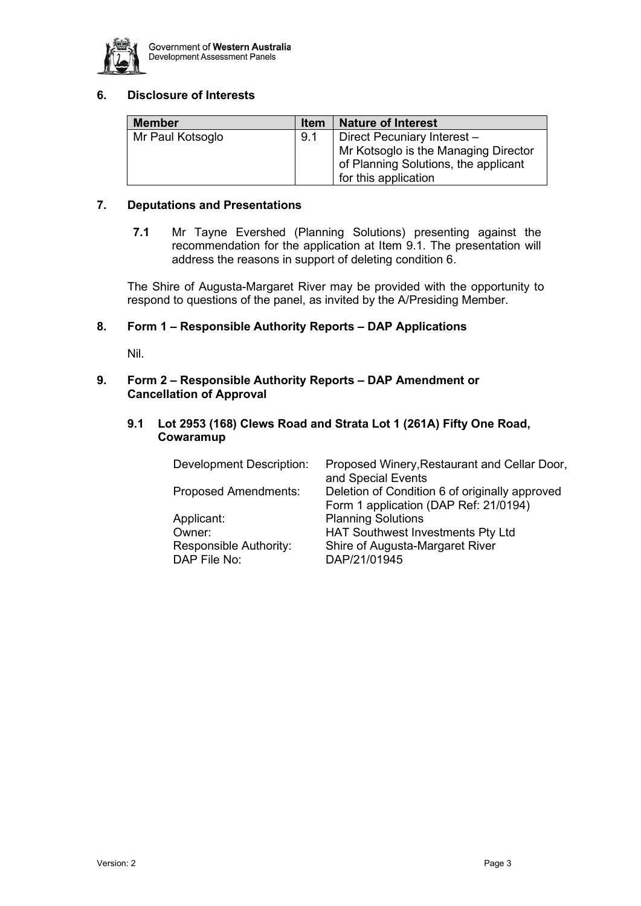## 6. Disclosure of Interests

| Member | Item | Nature of Interest |
|---|---|---|
| Mr Paul Kotsoglo | 9.1 | Direct Pecuniary Interest – Mr Kotsoglo is the Managing Director of Planning Solutions, the applicant for this application |

## 7. Deputations and Presentations

**7.1** Mr Tayne Evershed (Planning Solutions) presenting against the recommendation for the application at Item 9.1. The presentation will address the reasons in support of deleting condition 6.

The Shire of Augusta-Margaret River may be provided with the opportunity to respond to questions of the panel, as invited by the A/Presiding Member.

## 8. Form 1 – Responsible Authority Reports – DAP Applications

Nil.

## 9. Form 2 – Responsible Authority Reports – DAP Amendment or Cancellation of Approval

### 9.1 Lot 2953 (168) Clews Road and Strata Lot 1 (261A) Fifty One Road, Cowaramup

| | |
|---|---|
| Development Description: | Proposed Winery,Restaurant and Cellar Door, and Special Events |
| Proposed Amendments: | Deletion of Condition 6 of originally approved Form 1 application (DAP Ref: 21/0194) |
| Applicant: | Planning Solutions |
| Owner: | HAT Southwest Investments Pty Ltd |
| Responsible Authority: | Shire of Augusta-Margaret River |
| DAP File No: | DAP/21/01945 |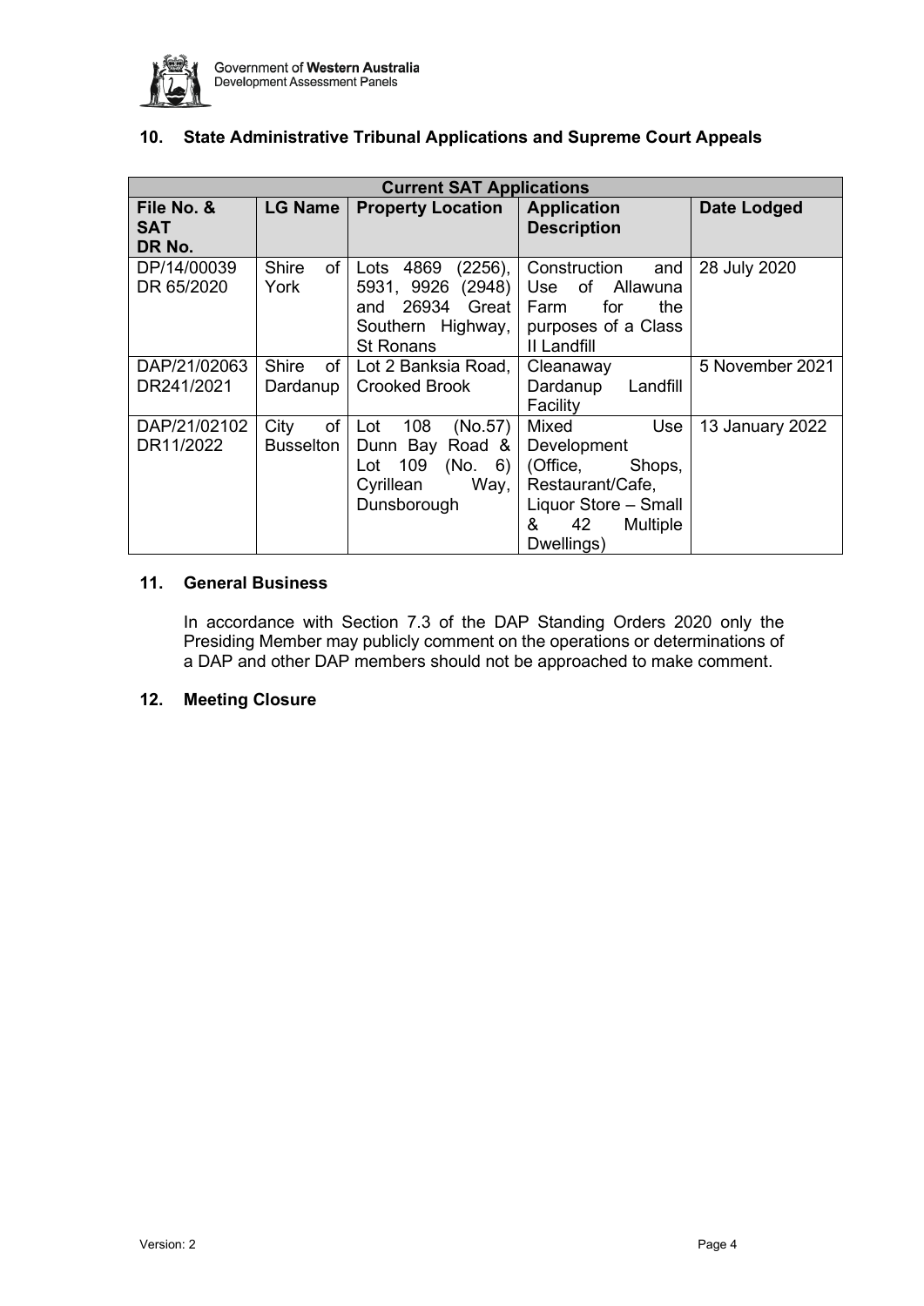## 10. State Administrative Tribunal Applications and Supreme Court Appeals

| Current SAT Applications | | | | |
|---|---|---|---|---|
| **File No. & SAT DR No.** | **LG Name** | **Property Location** | **Application Description** | **Date Lodged** |
| DP/14/00039 DR 65/2020 | Shire of York | Lots 4869 (2256), 5931, 9926 (2948) and 26934 Great Southern Highway, St Ronans | Construction and Use of Allawuna Farm for the purposes of a Class II Landfill | 28 July 2020 |
| DAP/21/02063 DR241/2021 | Shire of Dardanup | Lot 2 Banksia Road, Crooked Brook | Cleanaway Dardanup Landfill Facility | 5 November 2021 |
| DAP/21/02102 DR11/2022 | City of Busselton | Lot 108 (No.57) Dunn Bay Road & Lot 109 (No. 6) Cyrillean Way, Dunsborough | Mixed Use Development (Office, Shops, Restaurant/Cafe, Liquor Store – Small & 42 Multiple Dwellings) | 13 January 2022 |

## 11. General Business

In accordance with Section 7.3 of the DAP Standing Orders 2020 only the Presiding Member may publicly comment on the operations or determinations of a DAP and other DAP members should not be approached to make comment.

## 12. Meeting Closure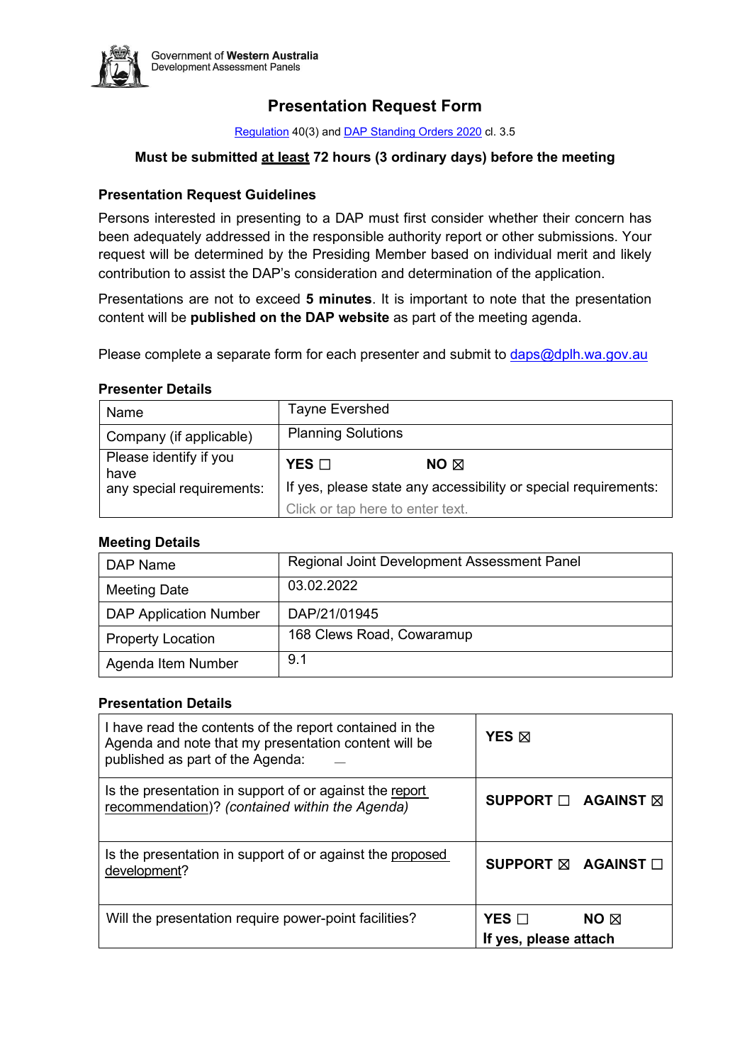Government of **Western Australia**
Development Assessment Panels

# Presentation Request Form

Regulation 40(3) and DAP Standing Orders 2020 cl. 3.5

**Must be submitted at least 72 hours (3 ordinary days) before the meeting**

### Presentation Request Guidelines

Persons interested in presenting to a DAP must first consider whether their concern has been adequately addressed in the responsible authority report or other submissions. Your request will be determined by the Presiding Member based on individual merit and likely contribution to assist the DAP's consideration and determination of the application.

Presentations are not to exceed **5 minutes**. It is important to note that the presentation content will be **published on the DAP website** as part of the meeting agenda.

Please complete a separate form for each presenter and submit to daps@dplh.wa.gov.au

### Presenter Details

| | |
|---|---|
| Name | Tayne Evershed |
| Company (if applicable) | Planning Solutions |
| Please identify if you have any special requirements: | **YES** ☐ **NO** ☒<br>If yes, please state any accessibility or special requirements:<br>Click or tap here to enter text. |

### Meeting Details

| | |
|---|---|
| DAP Name | Regional Joint Development Assessment Panel |
| Meeting Date | 03.02.2022 |
| DAP Application Number | DAP/21/01945 |
| Property Location | 168 Clews Road, Cowaramup |
| Agenda Item Number | 9.1 |

### Presentation Details

| | |
|---|---|
| I have read the contents of the report contained in the Agenda and note that my presentation content will be published as part of the Agenda: | **YES** ☒ |
| Is the presentation in support of or against the report recommendation)? *(contained within the Agenda)* | **SUPPORT** ☐ **AGAINST** ☒ |
| Is the presentation in support of or against the proposed development? | **SUPPORT** ☒ **AGAINST** ☐ |
| Will the presentation require power-point facilities? | **YES** ☐ **NO** ☒<br>**If yes, please attach** |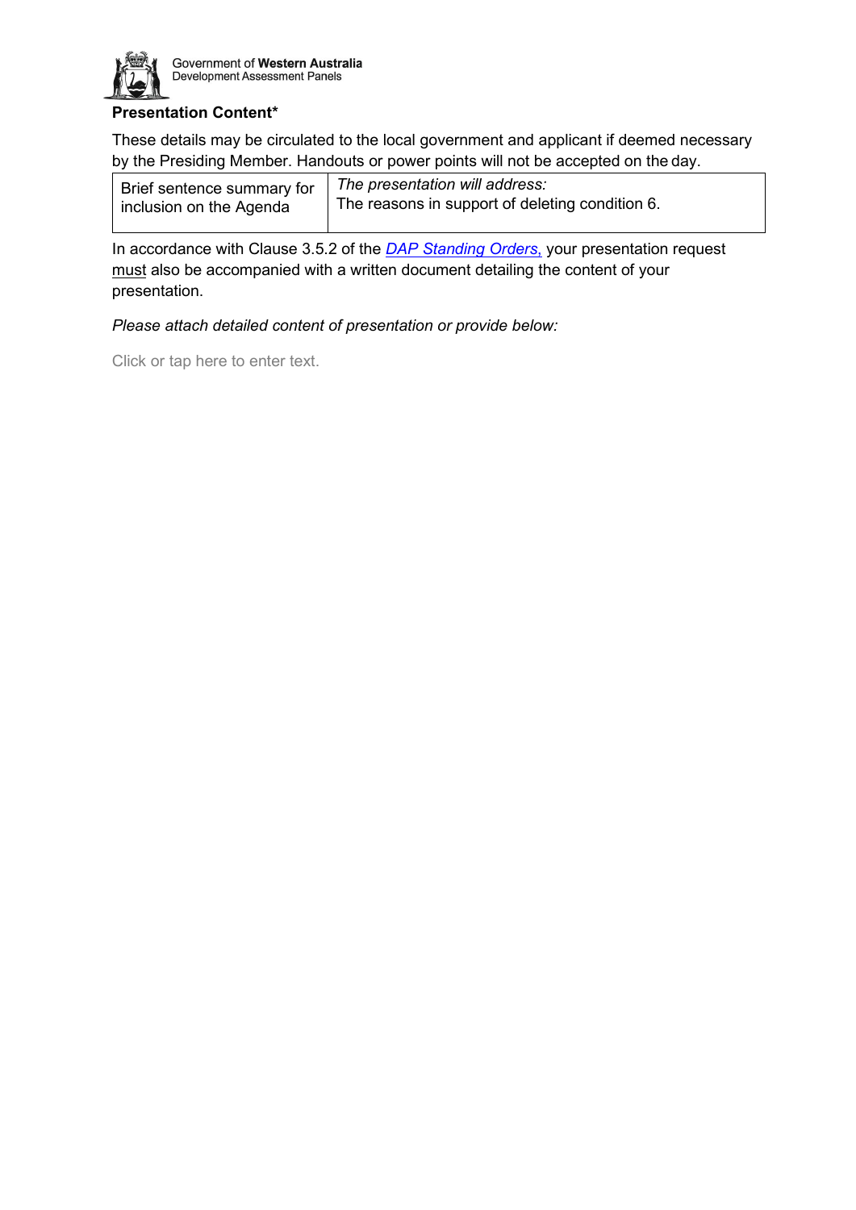**Presentation Content***

These details may be circulated to the local government and applicant if deemed necessary by the Presiding Member. Handouts or power points will not be accepted on the day.

| Brief sentence summary for inclusion on the Agenda | *The presentation will address:* The reasons in support of deleting condition 6. |
|---|---|

In accordance with Clause 3.5.2 of the *DAP Standing Orders,* your presentation request must also be accompanied with a written document detailing the content of your presentation.

*Please attach detailed content of presentation or provide below:*

Click or tap here to enter text.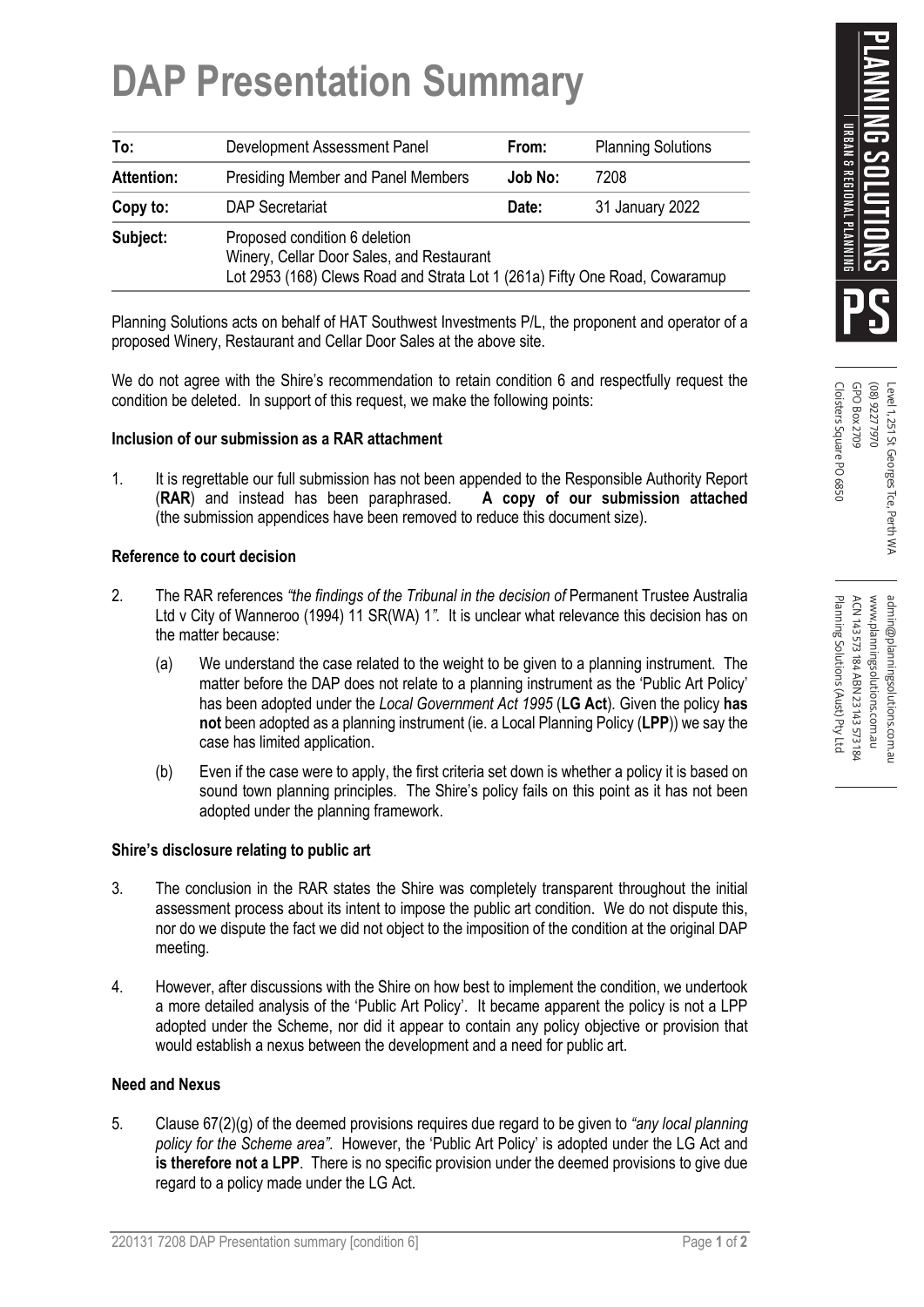# DAP Presentation Summary

| To: | Development Assessment Panel | From: | Planning Solutions |
|---|---|---|---|
| Attention: | Presiding Member and Panel Members | Job No: | 7208 |
| Copy to: | DAP Secretariat | Date: | 31 January 2022 |
| Subject: | Proposed condition 6 deletion<br>Winery, Cellar Door Sales, and Restaurant<br>Lot 2953 (168) Clews Road and Strata Lot 1 (261a) Fifty One Road, Cowaramup | | |

Planning Solutions acts on behalf of HAT Southwest Investments P/L, the proponent and operator of a proposed Winery, Restaurant and Cellar Door Sales at the above site.

We do not agree with the Shire's recommendation to retain condition 6 and respectfully request the condition be deleted. In support of this request, we make the following points:

**Inclusion of our submission as a RAR attachment**

1. It is regrettable our full submission has not been appended to the Responsible Authority Report (**RAR**) and instead has been paraphrased. **A copy of our submission attached** (the submission appendices have been removed to reduce this document size).

**Reference to court decision**

2. The RAR references *"the findings of the Tribunal in the decision of* Permanent Trustee Australia Ltd v City of Wanneroo (1994) 11 SR(WA) 1*"*. It is unclear what relevance this decision has on the matter because:

   (a) We understand the case related to the weight to be given to a planning instrument. The matter before the DAP does not relate to a planning instrument as the 'Public Art Policy' has been adopted under the *Local Government Act 1995* (**LG Act**). Given the policy **has not** been adopted as a planning instrument (ie. a Local Planning Policy (**LPP**)) we say the case has limited application.

   (b) Even if the case were to apply, the first criteria set down is whether a policy it is based on sound town planning principles. The Shire's policy fails on this point as it has not been adopted under the planning framework.

**Shire's disclosure relating to public art**

3. The conclusion in the RAR states the Shire was completely transparent throughout the initial assessment process about its intent to impose the public art condition. We do not dispute this, nor do we dispute the fact we did not object to the imposition of the condition at the original DAP meeting.

4. However, after discussions with the Shire on how best to implement the condition, we undertook a more detailed analysis of the 'Public Art Policy'. It became apparent the policy is not a LPP adopted under the Scheme, nor did it appear to contain any policy objective or provision that would establish a nexus between the development and a need for public art.

**Need and Nexus**

5. Clause 67(2)(g) of the deemed provisions requires due regard to be given to *"any local planning policy for the Scheme area"*. However, the 'Public Art Policy' is adopted under the LG Act and **is therefore not a LPP**. There is no specific provision under the deemed provisions to give due regard to a policy made under the LG Act.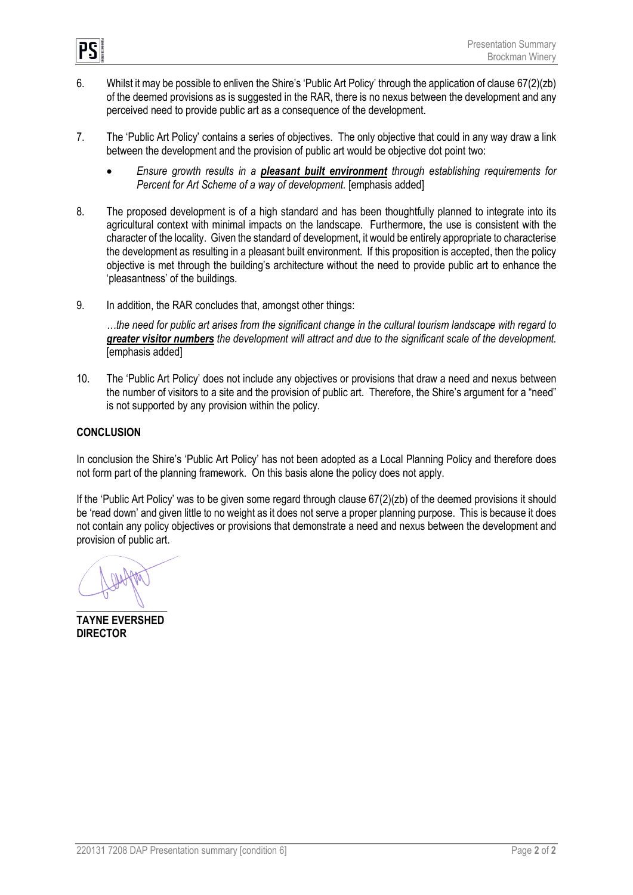6. Whilst it may be possible to enliven the Shire's 'Public Art Policy' through the application of clause 67(2)(zb) of the deemed provisions as is suggested in the RAR, there is no nexus between the development and any perceived need to provide public art as a consequence of the development.

7. The 'Public Art Policy' contains a series of objectives. The only objective that could in any way draw a link between the development and the provision of public art would be objective dot point two:

   - *Ensure growth results in a **pleasant built environment** through establishing requirements for Percent for Art Scheme of a way of development.* [emphasis added]

8. The proposed development is of a high standard and has been thoughtfully planned to integrate into its agricultural context with minimal impacts on the landscape. Furthermore, the use is consistent with the character of the locality. Given the standard of development, it would be entirely appropriate to characterise the development as resulting in a pleasant built environment. If this proposition is accepted, then the policy objective is met through the building's architecture without the need to provide public art to enhance the 'pleasantness' of the buildings.

9. In addition, the RAR concludes that, amongst other things:

   *…the need for public art arises from the significant change in the cultural tourism landscape with regard to **greater visitor numbers** the development will attract and due to the significant scale of the development.* [emphasis added]

10. The 'Public Art Policy' does not include any objectives or provisions that draw a need and nexus between the number of visitors to a site and the provision of public art. Therefore, the Shire's argument for a "need" is not supported by any provision within the policy.

**CONCLUSION**

In conclusion the Shire's 'Public Art Policy' has not been adopted as a Local Planning Policy and therefore does not form part of the planning framework. On this basis alone the policy does not apply.

If the 'Public Art Policy' was to be given some regard through clause 67(2)(zb) of the deemed provisions it should be 'read down' and given little to no weight as it does not serve a proper planning purpose. This is because it does not contain any policy objectives or provisions that demonstrate a need and nexus between the development and provision of public art.

**TAYNE EVERSHED**
**DIRECTOR**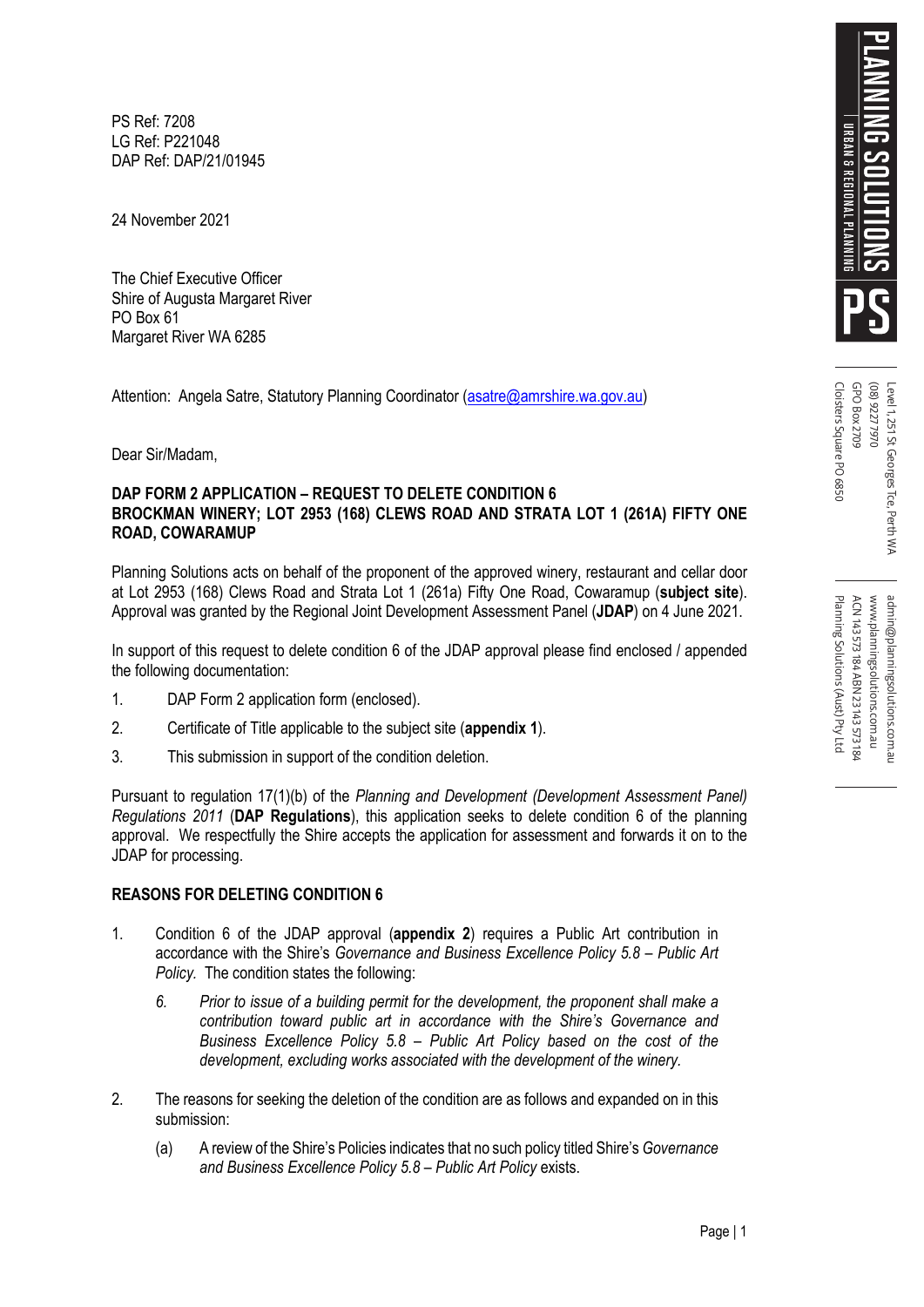PS Ref: 7208
LG Ref: P221048
DAP Ref: DAP/21/01945

24 November 2021

The Chief Executive Officer
Shire of Augusta Margaret River
PO Box 61
Margaret River WA 6285

Attention: Angela Satre, Statutory Planning Coordinator (asatre@amrshire.wa.gov.au)

Dear Sir/Madam,

**DAP FORM 2 APPLICATION – REQUEST TO DELETE CONDITION 6**
**BROCKMAN WINERY; LOT 2953 (168) CLEWS ROAD AND STRATA LOT 1 (261A) FIFTY ONE ROAD, COWARAMUP**

Planning Solutions acts on behalf of the proponent of the approved winery, restaurant and cellar door at Lot 2953 (168) Clews Road and Strata Lot 1 (261a) Fifty One Road, Cowaramup (**subject site**). Approval was granted by the Regional Joint Development Assessment Panel (**JDAP**) on 4 June 2021.

In support of this request to delete condition 6 of the JDAP approval please find enclosed / appended the following documentation:

1. DAP Form 2 application form (enclosed).
2. Certificate of Title applicable to the subject site (**appendix 1**).
3. This submission in support of the condition deletion.

Pursuant to regulation 17(1)(b) of the *Planning and Development (Development Assessment Panel) Regulations 2011* (**DAP Regulations**), this application seeks to delete condition 6 of the planning approval. We respectfully the Shire accepts the application for assessment and forwards it on to the JDAP for processing.

**REASONS FOR DELETING CONDITION 6**

1. Condition 6 of the JDAP approval (**appendix 2**) requires a Public Art contribution in accordance with the Shire's *Governance and Business Excellence Policy 5.8 – Public Art Policy.* The condition states the following:

   *6. Prior to issue of a building permit for the development, the proponent shall make a contribution toward public art in accordance with the Shire's Governance and Business Excellence Policy 5.8 – Public Art Policy based on the cost of the development, excluding works associated with the development of the winery.*

2. The reasons for seeking the deletion of the condition are as follows and expanded on in this submission:

   (a) A review of the Shire's Policies indicates that no such policy titled Shire's *Governance and Business Excellence Policy 5.8 – Public Art Policy* exists.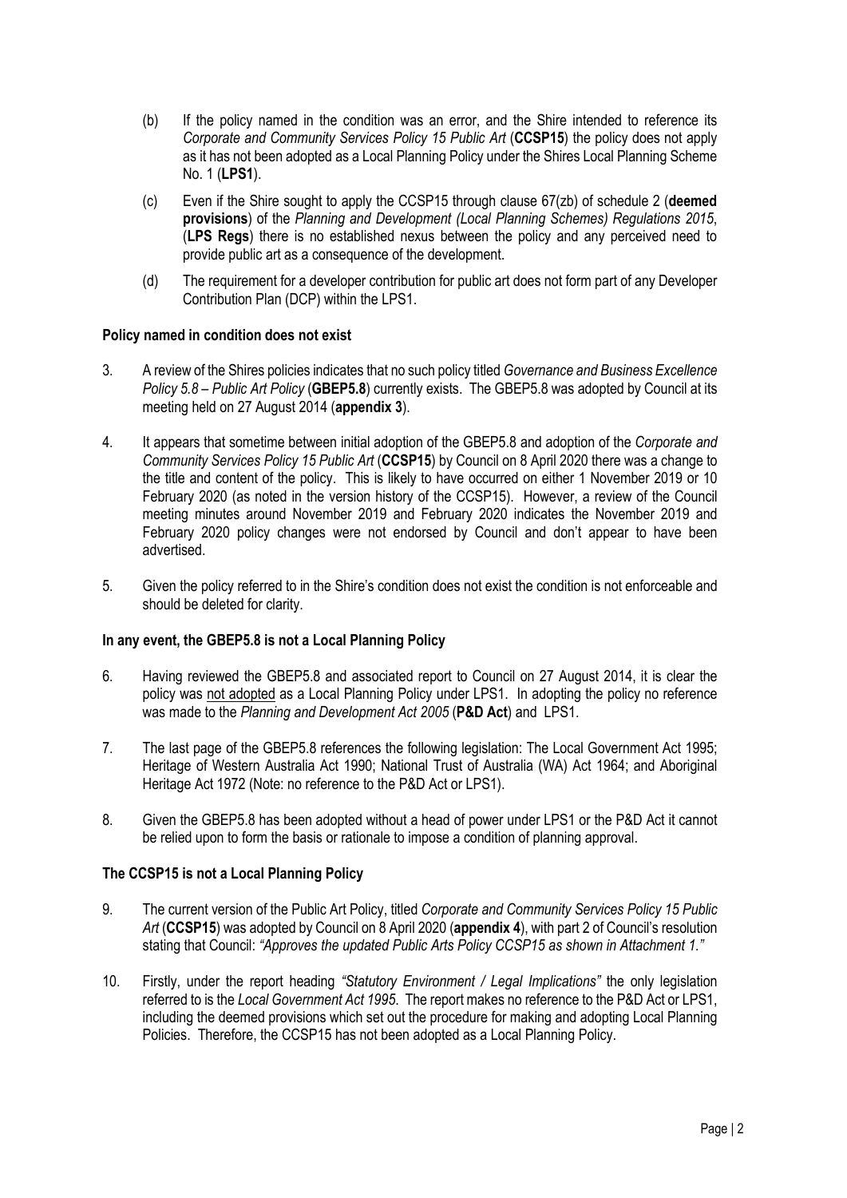(b) If the policy named in the condition was an error, and the Shire intended to reference its *Corporate and Community Services Policy 15 Public Art* (**CCSP15**) the policy does not apply as it has not been adopted as a Local Planning Policy under the Shires Local Planning Scheme No. 1 (**LPS1**).

(c) Even if the Shire sought to apply the CCSP15 through clause 67(zb) of schedule 2 (**deemed provisions**) of the *Planning and Development (Local Planning Schemes) Regulations 2015*, (**LPS Regs**) there is no established nexus between the policy and any perceived need to provide public art as a consequence of the development.

(d) The requirement for a developer contribution for public art does not form part of any Developer Contribution Plan (DCP) within the LPS1.

**Policy named in condition does not exist**

3. A review of the Shires policies indicates that no such policy titled *Governance and Business Excellence Policy 5.8 – Public Art Policy* (**GBEP5.8**) currently exists. The GBEP5.8 was adopted by Council at its meeting held on 27 August 2014 (**appendix 3**).

4. It appears that sometime between initial adoption of the GBEP5.8 and adoption of the *Corporate and Community Services Policy 15 Public Art* (**CCSP15**) by Council on 8 April 2020 there was a change to the title and content of the policy. This is likely to have occurred on either 1 November 2019 or 10 February 2020 (as noted in the version history of the CCSP15). However, a review of the Council meeting minutes around November 2019 and February 2020 indicates the November 2019 and February 2020 policy changes were not endorsed by Council and don't appear to have been advertised.

5. Given the policy referred to in the Shire's condition does not exist the condition is not enforceable and should be deleted for clarity.

**In any event, the GBEP5.8 is not a Local Planning Policy**

6. Having reviewed the GBEP5.8 and associated report to Council on 27 August 2014, it is clear the policy was <u>not adopted</u> as a Local Planning Policy under LPS1. In adopting the policy no reference was made to the *Planning and Development Act 2005* (**P&D Act**) and LPS1.

7. The last page of the GBEP5.8 references the following legislation: The Local Government Act 1995; Heritage of Western Australia Act 1990; National Trust of Australia (WA) Act 1964; and Aboriginal Heritage Act 1972 (Note: no reference to the P&D Act or LPS1).

8. Given the GBEP5.8 has been adopted without a head of power under LPS1 or the P&D Act it cannot be relied upon to form the basis or rationale to impose a condition of planning approval.

**The CCSP15 is not a Local Planning Policy**

9. The current version of the Public Art Policy, titled *Corporate and Community Services Policy 15 Public Art* (**CCSP15**) was adopted by Council on 8 April 2020 (**appendix 4**), with part 2 of Council's resolution stating that Council: *"Approves the updated Public Arts Policy CCSP15 as shown in Attachment 1."*

10. Firstly, under the report heading *"Statutory Environment / Legal Implications"* the only legislation referred to is the *Local Government Act 1995*. The report makes no reference to the P&D Act or LPS1, including the deemed provisions which set out the procedure for making and adopting Local Planning Policies. Therefore, the CCSP15 has not been adopted as a Local Planning Policy.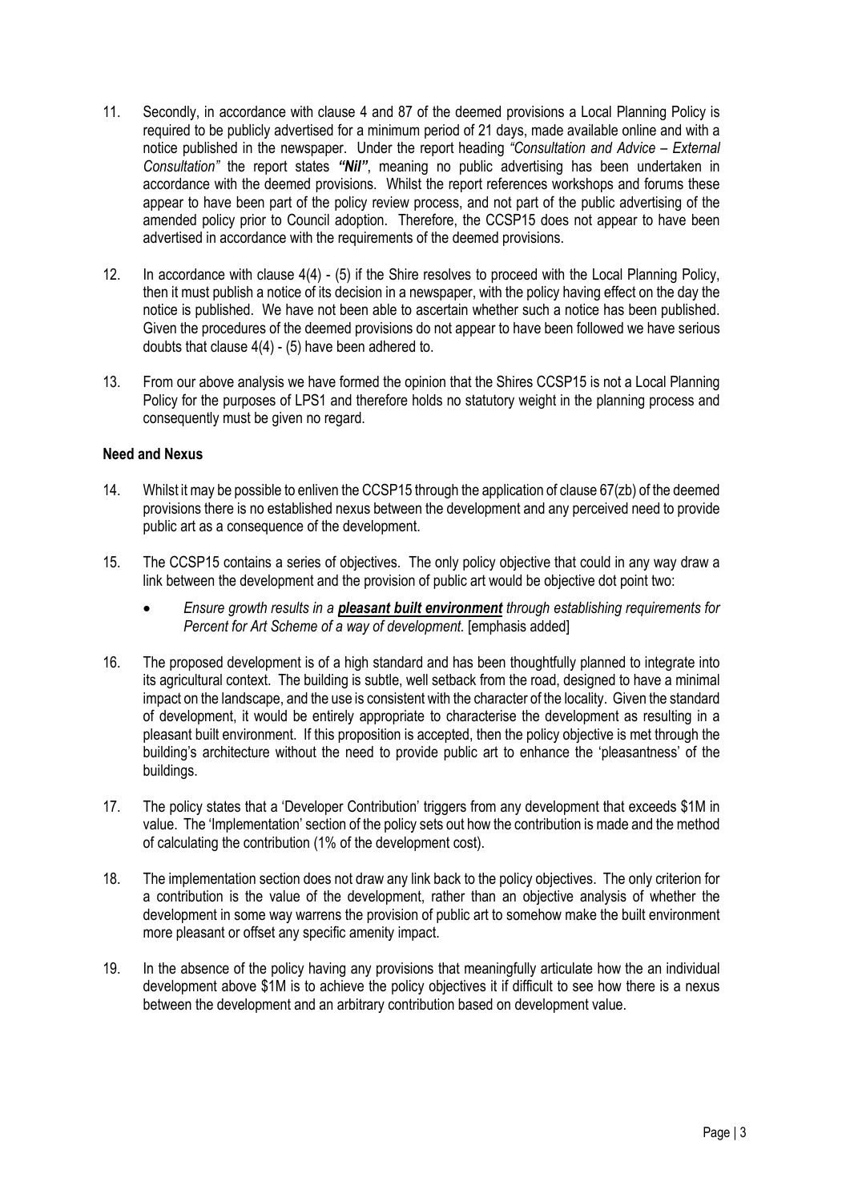11. Secondly, in accordance with clause 4 and 87 of the deemed provisions a Local Planning Policy is required to be publicly advertised for a minimum period of 21 days, made available online and with a notice published in the newspaper. Under the report heading *"Consultation and Advice – External Consultation"* the report states ***"Nil"***, meaning no public advertising has been undertaken in accordance with the deemed provisions. Whilst the report references workshops and forums these appear to have been part of the policy review process, and not part of the public advertising of the amended policy prior to Council adoption. Therefore, the CCSP15 does not appear to have been advertised in accordance with the requirements of the deemed provisions.

12. In accordance with clause 4(4) - (5) if the Shire resolves to proceed with the Local Planning Policy, then it must publish a notice of its decision in a newspaper, with the policy having effect on the day the notice is published. We have not been able to ascertain whether such a notice has been published. Given the procedures of the deemed provisions do not appear to have been followed we have serious doubts that clause 4(4) - (5) have been adhered to.

13. From our above analysis we have formed the opinion that the Shires CCSP15 is not a Local Planning Policy for the purposes of LPS1 and therefore holds no statutory weight in the planning process and consequently must be given no regard.

**Need and Nexus**

14. Whilst it may be possible to enliven the CCSP15 through the application of clause 67(zb) of the deemed provisions there is no established nexus between the development and any perceived need to provide public art as a consequence of the development.

15. The CCSP15 contains a series of objectives. The only policy objective that could in any way draw a link between the development and the provision of public art would be objective dot point two:

    - *Ensure growth results in a **pleasant built environment** through establishing requirements for Percent for Art Scheme of a way of development.* [emphasis added]

16. The proposed development is of a high standard and has been thoughtfully planned to integrate into its agricultural context. The building is subtle, well setback from the road, designed to have a minimal impact on the landscape, and the use is consistent with the character of the locality. Given the standard of development, it would be entirely appropriate to characterise the development as resulting in a pleasant built environment. If this proposition is accepted, then the policy objective is met through the building's architecture without the need to provide public art to enhance the 'pleasantness' of the buildings.

17. The policy states that a 'Developer Contribution' triggers from any development that exceeds $1M in value. The 'Implementation' section of the policy sets out how the contribution is made and the method of calculating the contribution (1% of the development cost).

18. The implementation section does not draw any link back to the policy objectives. The only criterion for a contribution is the value of the development, rather than an objective analysis of whether the development in some way warrens the provision of public art to somehow make the built environment more pleasant or offset any specific amenity impact.

19. In the absence of the policy having any provisions that meaningfully articulate how the an individual development above $1M is to achieve the policy objectives it if difficult to see how there is a nexus between the development and an arbitrary contribution based on development value.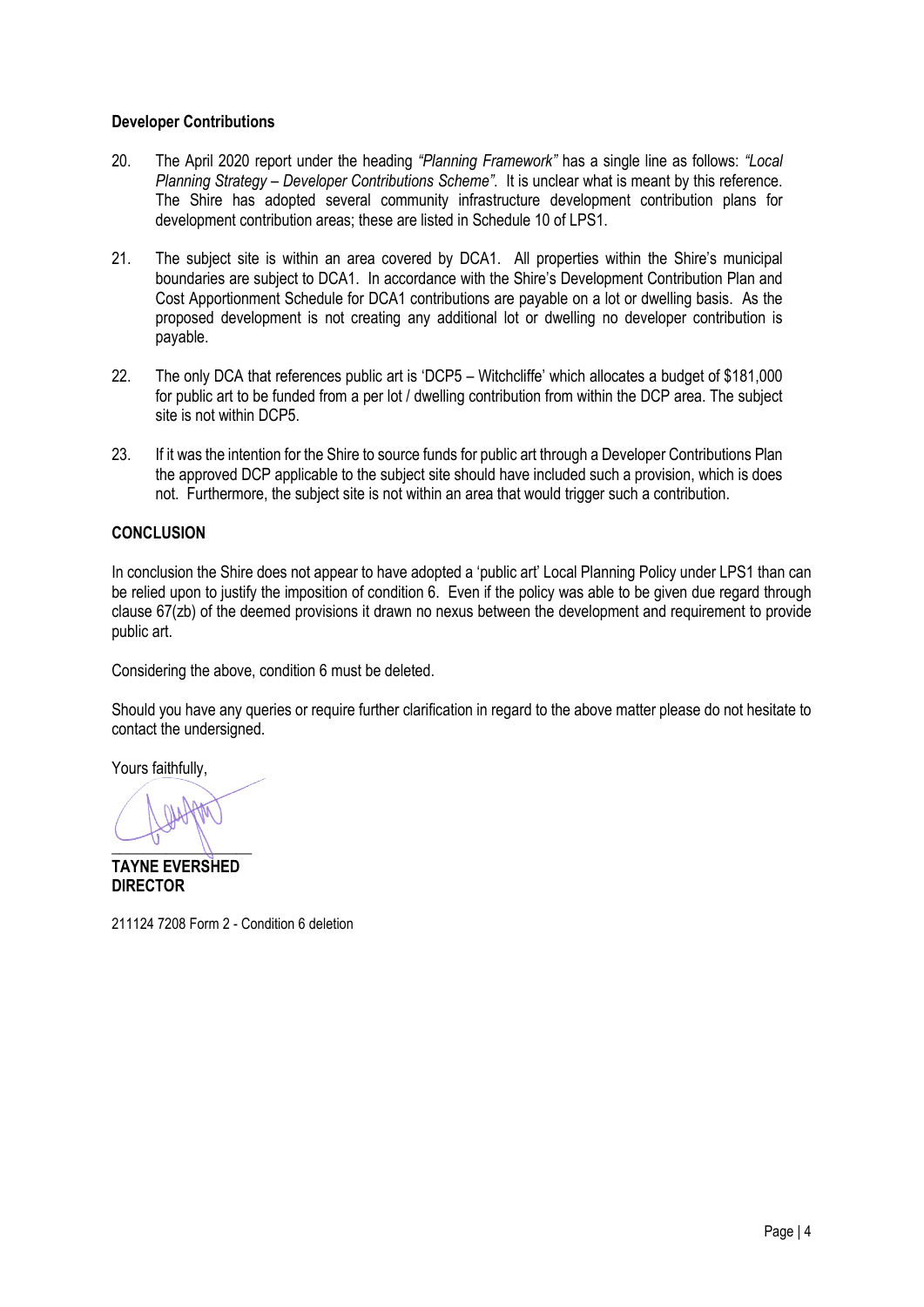**Developer Contributions**

20. The April 2020 report under the heading *"Planning Framework"* has a single line as follows: *"Local Planning Strategy – Developer Contributions Scheme"*. It is unclear what is meant by this reference. The Shire has adopted several community infrastructure development contribution plans for development contribution areas; these are listed in Schedule 10 of LPS1.

21. The subject site is within an area covered by DCA1. All properties within the Shire's municipal boundaries are subject to DCA1. In accordance with the Shire's Development Contribution Plan and Cost Apportionment Schedule for DCA1 contributions are payable on a lot or dwelling basis. As the proposed development is not creating any additional lot or dwelling no developer contribution is payable.

22. The only DCA that references public art is 'DCP5 – Witchcliffe' which allocates a budget of $181,000 for public art to be funded from a per lot / dwelling contribution from within the DCP area. The subject site is not within DCP5.

23. If it was the intention for the Shire to source funds for public art through a Developer Contributions Plan the approved DCP applicable to the subject site should have included such a provision, which is does not. Furthermore, the subject site is not within an area that would trigger such a contribution.

**CONCLUSION**

In conclusion the Shire does not appear to have adopted a 'public art' Local Planning Policy under LPS1 than can be relied upon to justify the imposition of condition 6. Even if the policy was able to be given due regard through clause 67(zb) of the deemed provisions it drawn no nexus between the development and requirement to provide public art.

Considering the above, condition 6 must be deleted.

Should you have any queries or require further clarification in regard to the above matter please do not hesitate to contact the undersigned.

Yours faithfully,

**TAYNE EVERSHED**
**DIRECTOR**

211124 7208 Form 2 - Condition 6 deletion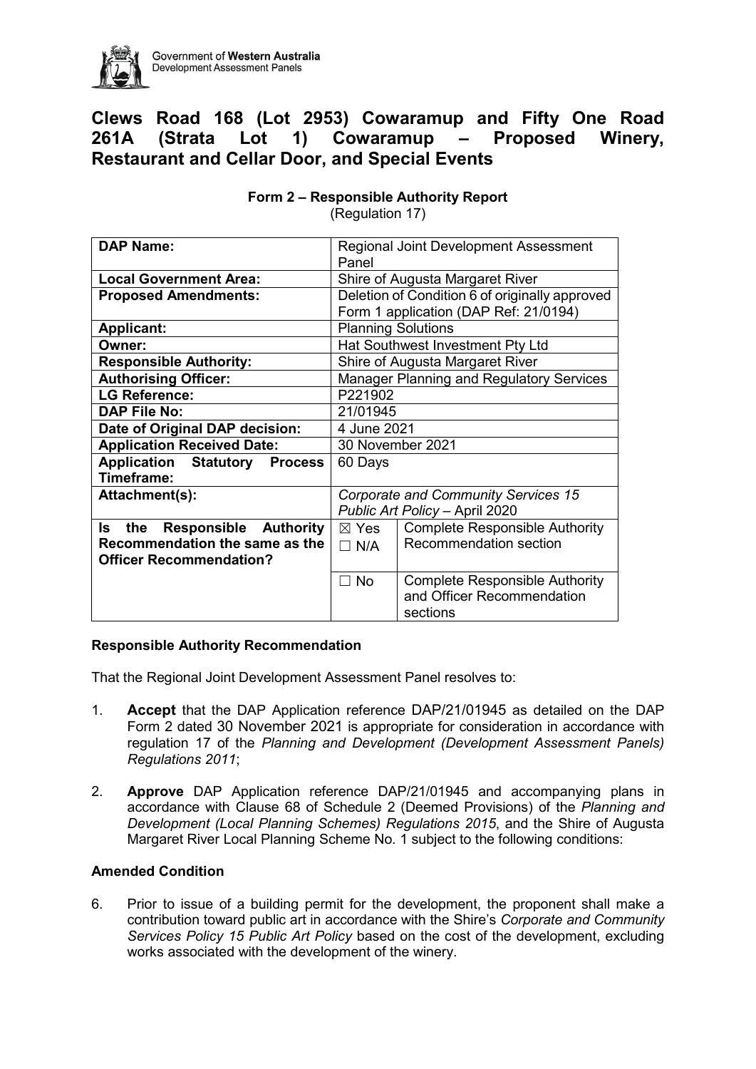# Clews Road 168 (Lot 2953) Cowaramup and Fifty One Road 261A (Strata Lot 1) Cowaramup – Proposed Winery, Restaurant and Cellar Door, and Special Events

**Form 2 – Responsible Authority Report**
(Regulation 17)

| **DAP Name:** | Regional Joint Development Assessment Panel | |
|---|---|---|
| **Local Government Area:** | Shire of Augusta Margaret River | |
| **Proposed Amendments:** | Deletion of Condition 6 of originally approved Form 1 application (DAP Ref: 21/0194) | |
| **Applicant:** | Planning Solutions | |
| **Owner:** | Hat Southwest Investment Pty Ltd | |
| **Responsible Authority:** | Shire of Augusta Margaret River | |
| **Authorising Officer:** | Manager Planning and Regulatory Services | |
| **LG Reference:** | P221902 | |
| **DAP File No:** | 21/01945 | |
| **Date of Original DAP decision:** | 4 June 2021 | |
| **Application Received Date:** | 30 November 2021 | |
| **Application Statutory Process Timeframe:** | 60 Days | |
| **Attachment(s):** | *Corporate and Community Services 15 Public Art Policy* – April 2020 | |
| **Is the Responsible Authority Recommendation the same as the Officer Recommendation?** | ☒ Yes<br>☐ N/A | Complete Responsible Authority Recommendation section |
| | ☐ No | Complete Responsible Authority and Officer Recommendation sections |

**Responsible Authority Recommendation**

That the Regional Joint Development Assessment Panel resolves to:

1. **Accept** that the DAP Application reference DAP/21/01945 as detailed on the DAP Form 2 dated 30 November 2021 is appropriate for consideration in accordance with regulation 17 of the *Planning and Development (Development Assessment Panels) Regulations 2011*;

2. **Approve** DAP Application reference DAP/21/01945 and accompanying plans in accordance with Clause 68 of Schedule 2 (Deemed Provisions) of the *Planning and Development (Local Planning Schemes) Regulations 2015*, and the Shire of Augusta Margaret River Local Planning Scheme No. 1 subject to the following conditions:

**Amended Condition**

6. Prior to issue of a building permit for the development, the proponent shall make a contribution toward public art in accordance with the Shire's *Corporate and Community Services Policy 15 Public Art Policy* based on the cost of the development, excluding works associated with the development of the winery.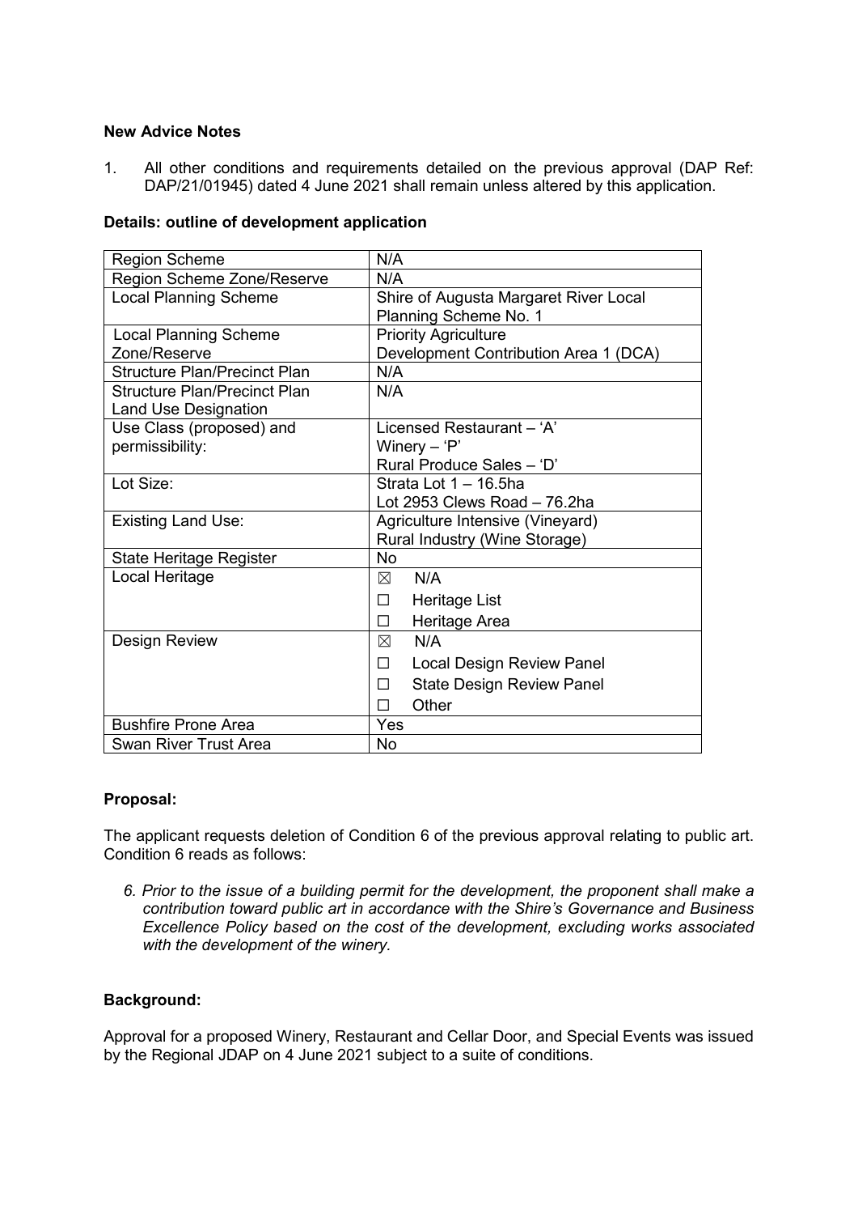**New Advice Notes**

1. All other conditions and requirements detailed on the previous approval (DAP Ref: DAP/21/01945) dated 4 June 2021 shall remain unless altered by this application.

**Details: outline of development application**

| | |
|---|---|
| Region Scheme | N/A |
| Region Scheme Zone/Reserve | N/A |
| Local Planning Scheme | Shire of Augusta Margaret River Local Planning Scheme No. 1 |
| Local Planning Scheme Zone/Reserve | Priority Agriculture<br>Development Contribution Area 1 (DCA) |
| Structure Plan/Precinct Plan | N/A |
| Structure Plan/Precinct Plan Land Use Designation | N/A |
| Use Class (proposed) and permissibility: | Licensed Restaurant – 'A'<br>Winery – 'P'<br>Rural Produce Sales – 'D' |
| Lot Size: | Strata Lot 1 – 16.5ha<br>Lot 2953 Clews Road – 76.2ha |
| Existing Land Use: | Agriculture Intensive (Vineyard)<br>Rural Industry (Wine Storage) |
| State Heritage Register | No |
| Local Heritage | ☒ N/A<br>☐ Heritage List<br>☐ Heritage Area |
| Design Review | ☒ N/A<br>☐ Local Design Review Panel<br>☐ State Design Review Panel<br>☐ Other |
| Bushfire Prone Area | Yes |
| Swan River Trust Area | No |

**Proposal:**

The applicant requests deletion of Condition 6 of the previous approval relating to public art. Condition 6 reads as follows:

*6. Prior to the issue of a building permit for the development, the proponent shall make a contribution toward public art in accordance with the Shire's Governance and Business Excellence Policy based on the cost of the development, excluding works associated with the development of the winery.*

**Background:**

Approval for a proposed Winery, Restaurant and Cellar Door, and Special Events was issued by the Regional JDAP on 4 June 2021 subject to a suite of conditions.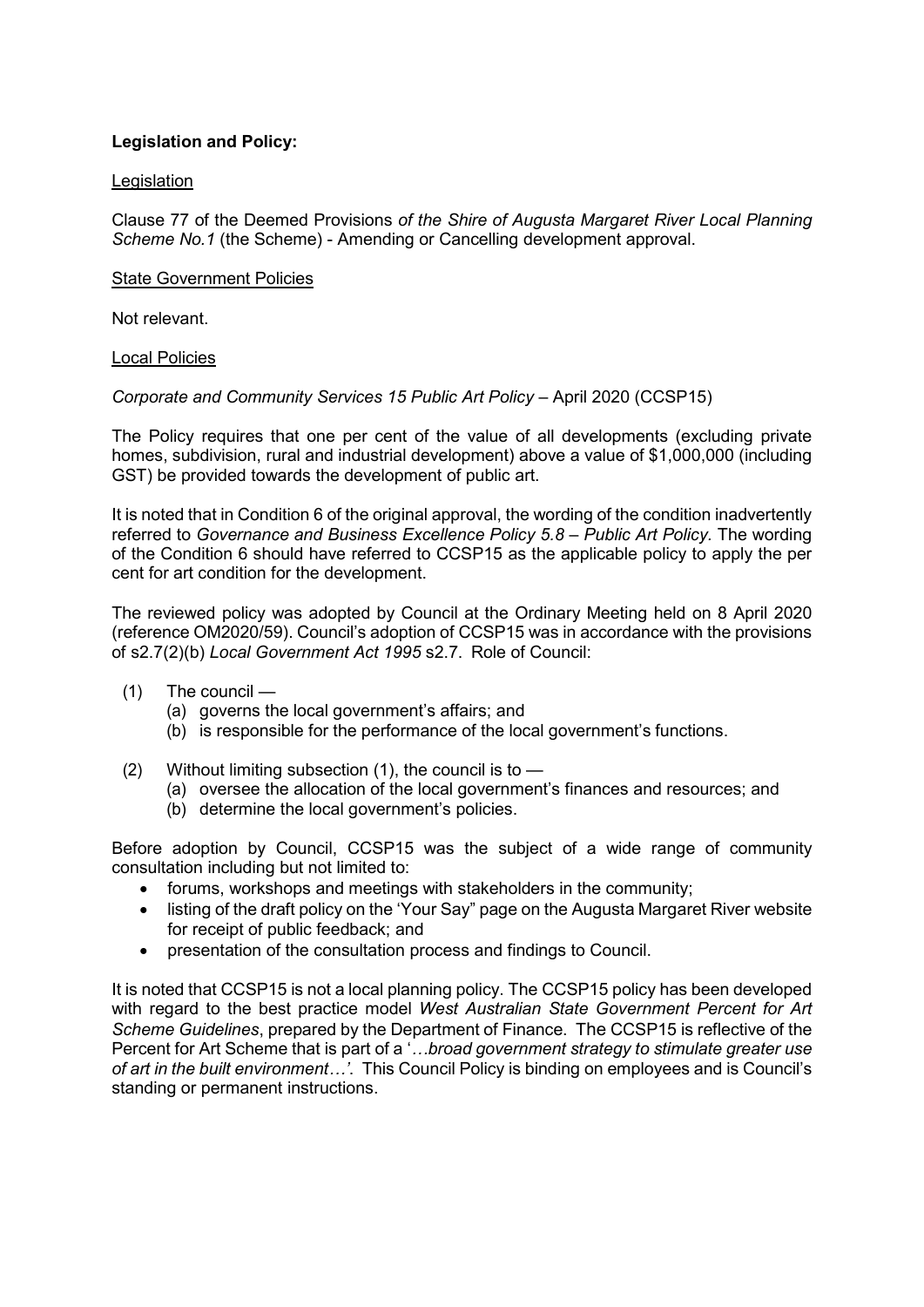**Legislation and Policy:**

<u>Legislation</u>

Clause 77 of the Deemed Provisions *of the Shire of Augusta Margaret River Local Planning Scheme No.1* (the Scheme) - Amending or Cancelling development approval.

<u>State Government Policies</u>

Not relevant.

<u>Local Policies</u>

*Corporate and Community Services 15 Public Art Policy* – April 2020 (CCSP15)

The Policy requires that one per cent of the value of all developments (excluding private homes, subdivision, rural and industrial development) above a value of $1,000,000 (including GST) be provided towards the development of public art.

It is noted that in Condition 6 of the original approval, the wording of the condition inadvertently referred to *Governance and Business Excellence Policy 5.8 – Public Art Policy.* The wording of the Condition 6 should have referred to CCSP15 as the applicable policy to apply the per cent for art condition for the development.

The reviewed policy was adopted by Council at the Ordinary Meeting held on 8 April 2020 (reference OM2020/59). Council's adoption of CCSP15 was in accordance with the provisions of s2.7(2)(b) *Local Government Act 1995* s2.7. Role of Council:

(1) The council —
  (a) governs the local government's affairs; and
  (b) is responsible for the performance of the local government's functions.

(2) Without limiting subsection (1), the council is to —
  (a) oversee the allocation of the local government's finances and resources; and
  (b) determine the local government's policies.

Before adoption by Council, CCSP15 was the subject of a wide range of community consultation including but not limited to:

- forums, workshops and meetings with stakeholders in the community;
- listing of the draft policy on the 'Your Say" page on the Augusta Margaret River website for receipt of public feedback; and
- presentation of the consultation process and findings to Council.

It is noted that CCSP15 is not a local planning policy. The CCSP15 policy has been developed with regard to the best practice model *West Australian State Government Percent for Art Scheme Guidelines*, prepared by the Department of Finance. The CCSP15 is reflective of the Percent for Art Scheme that is part of a '*…broad government strategy to stimulate greater use of art in the built environment…'.* This Council Policy is binding on employees and is Council's standing or permanent instructions.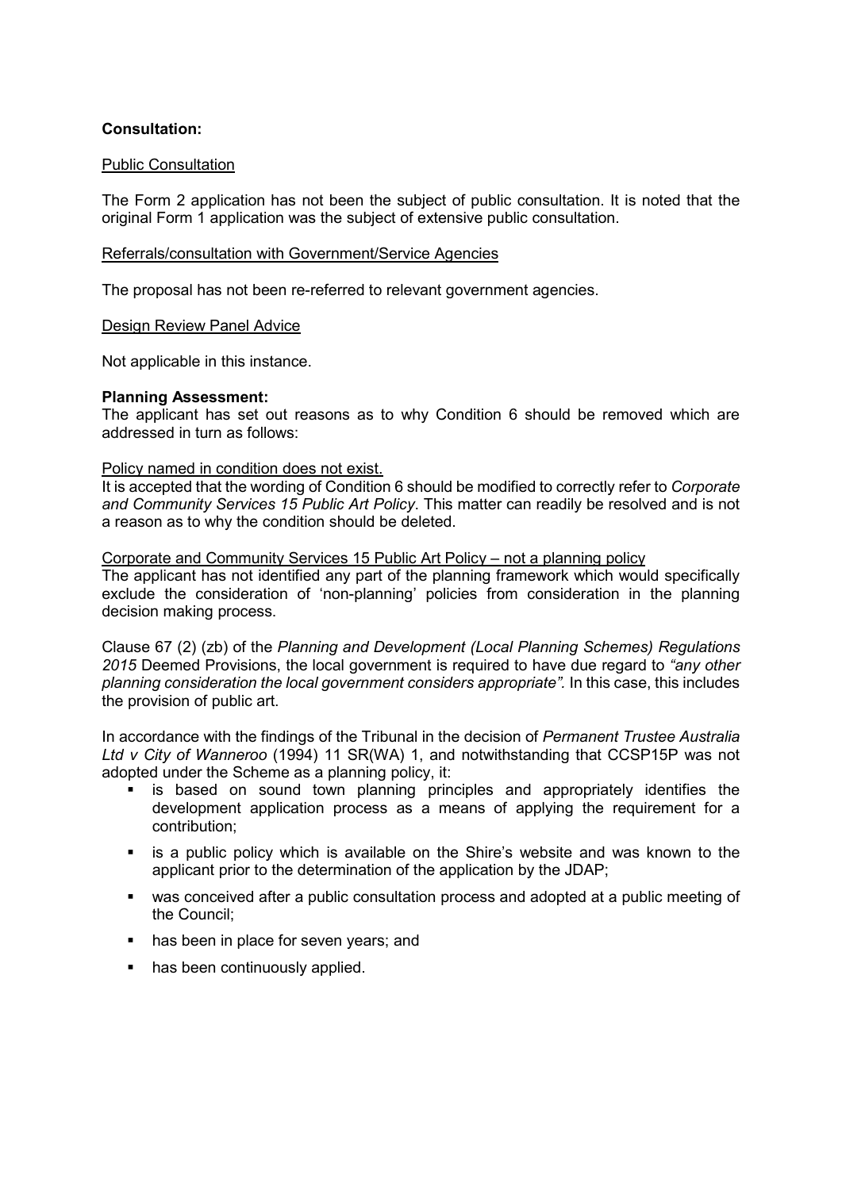**Consultation:**

Public Consultation

The Form 2 application has not been the subject of public consultation. It is noted that the original Form 1 application was the subject of extensive public consultation.

Referrals/consultation with Government/Service Agencies

The proposal has not been re-referred to relevant government agencies.

Design Review Panel Advice

Not applicable in this instance.

**Planning Assessment:**

The applicant has set out reasons as to why Condition 6 should be removed which are addressed in turn as follows:

Policy named in condition does not exist.

It is accepted that the wording of Condition 6 should be modified to correctly refer to *Corporate and Community Services 15 Public Art Policy*. This matter can readily be resolved and is not a reason as to why the condition should be deleted.

Corporate and Community Services 15 Public Art Policy – not a planning policy

The applicant has not identified any part of the planning framework which would specifically exclude the consideration of 'non-planning' policies from consideration in the planning decision making process.

Clause 67 (2) (zb) of the *Planning and Development (Local Planning Schemes) Regulations 2015* Deemed Provisions, the local government is required to have due regard to *"any other planning consideration the local government considers appropriate"*. In this case, this includes the provision of public art.

In accordance with the findings of the Tribunal in the decision of *Permanent Trustee Australia Ltd v City of Wanneroo* (1994) 11 SR(WA) 1, and notwithstanding that CCSP15P was not adopted under the Scheme as a planning policy, it:

- is based on sound town planning principles and appropriately identifies the development application process as a means of applying the requirement for a contribution;
- is a public policy which is available on the Shire's website and was known to the applicant prior to the determination of the application by the JDAP;
- was conceived after a public consultation process and adopted at a public meeting of the Council;
- has been in place for seven years; and
- has been continuously applied.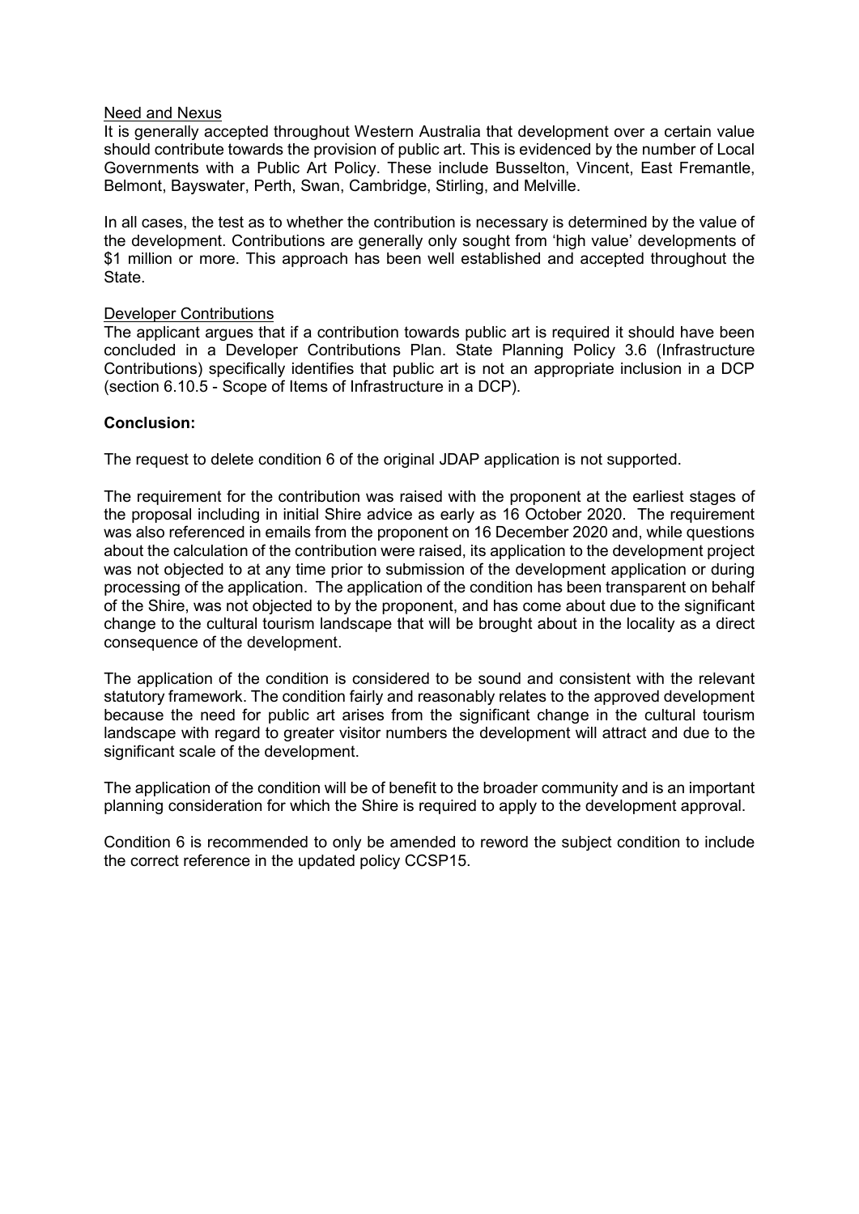Need and Nexus

It is generally accepted throughout Western Australia that development over a certain value should contribute towards the provision of public art. This is evidenced by the number of Local Governments with a Public Art Policy. These include Busselton, Vincent, East Fremantle, Belmont, Bayswater, Perth, Swan, Cambridge, Stirling, and Melville.

In all cases, the test as to whether the contribution is necessary is determined by the value of the development. Contributions are generally only sought from 'high value' developments of \$1 million or more. This approach has been well established and accepted throughout the State.

Developer Contributions

The applicant argues that if a contribution towards public art is required it should have been concluded in a Developer Contributions Plan. State Planning Policy 3.6 (Infrastructure Contributions) specifically identifies that public art is not an appropriate inclusion in a DCP (section 6.10.5 - Scope of Items of Infrastructure in a DCP).

**Conclusion:**

The request to delete condition 6 of the original JDAP application is not supported.

The requirement for the contribution was raised with the proponent at the earliest stages of the proposal including in initial Shire advice as early as 16 October 2020. The requirement was also referenced in emails from the proponent on 16 December 2020 and, while questions about the calculation of the contribution were raised, its application to the development project was not objected to at any time prior to submission of the development application or during processing of the application. The application of the condition has been transparent on behalf of the Shire, was not objected to by the proponent, and has come about due to the significant change to the cultural tourism landscape that will be brought about in the locality as a direct consequence of the development.

The application of the condition is considered to be sound and consistent with the relevant statutory framework. The condition fairly and reasonably relates to the approved development because the need for public art arises from the significant change in the cultural tourism landscape with regard to greater visitor numbers the development will attract and due to the significant scale of the development.

The application of the condition will be of benefit to the broader community and is an important planning consideration for which the Shire is required to apply to the development approval.

Condition 6 is recommended to only be amended to reword the subject condition to include the correct reference in the updated policy CCSP15.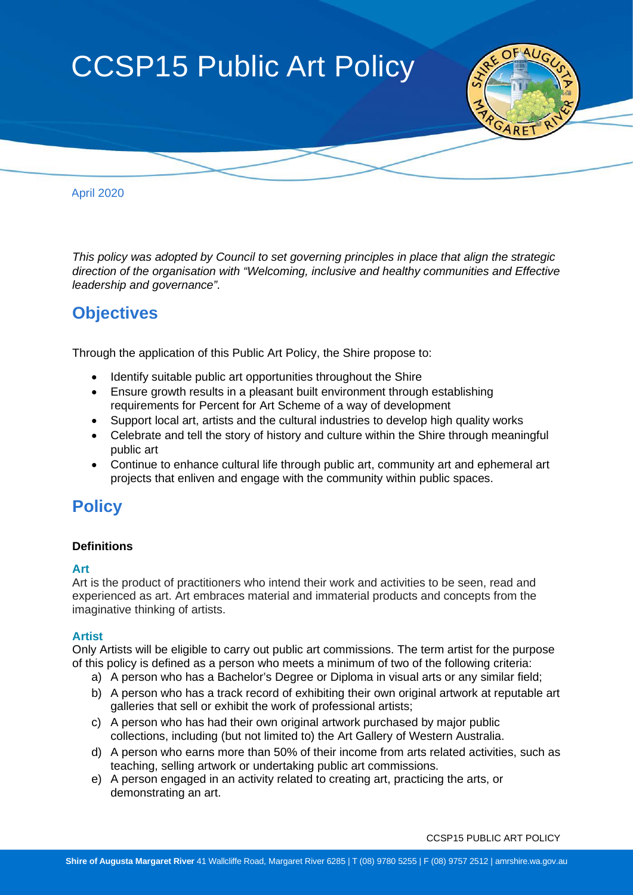# CCSP15 Public Art Policy

April 2020

*This policy was adopted by Council to set governing principles in place that align the strategic direction of the organisation with "Welcoming, inclusive and healthy communities and Effective leadership and governance".*

## Objectives

Through the application of this Public Art Policy, the Shire propose to:

- Identify suitable public art opportunities throughout the Shire
- Ensure growth results in a pleasant built environment through establishing requirements for Percent for Art Scheme of a way of development
- Support local art, artists and the cultural industries to develop high quality works
- Celebrate and tell the story of history and culture within the Shire through meaningful public art
- Continue to enhance cultural life through public art, community art and ephemeral art projects that enliven and engage with the community within public spaces.

## Policy

**Definitions**

### Art

Art is the product of practitioners who intend their work and activities to be seen, read and experienced as art. Art embraces material and immaterial products and concepts from the imaginative thinking of artists.

### Artist

Only Artists will be eligible to carry out public art commissions. The term artist for the purpose of this policy is defined as a person who meets a minimum of two of the following criteria:

a) A person who has a Bachelor's Degree or Diploma in visual arts or any similar field;
b) A person who has a track record of exhibiting their own original artwork at reputable art galleries that sell or exhibit the work of professional artists;
c) A person who has had their own original artwork purchased by major public collections, including (but not limited to) the Art Gallery of Western Australia.
d) A person who earns more than 50% of their income from arts related activities, such as teaching, selling artwork or undertaking public art commissions.
e) A person engaged in an activity related to creating art, practicing the arts, or demonstrating an art.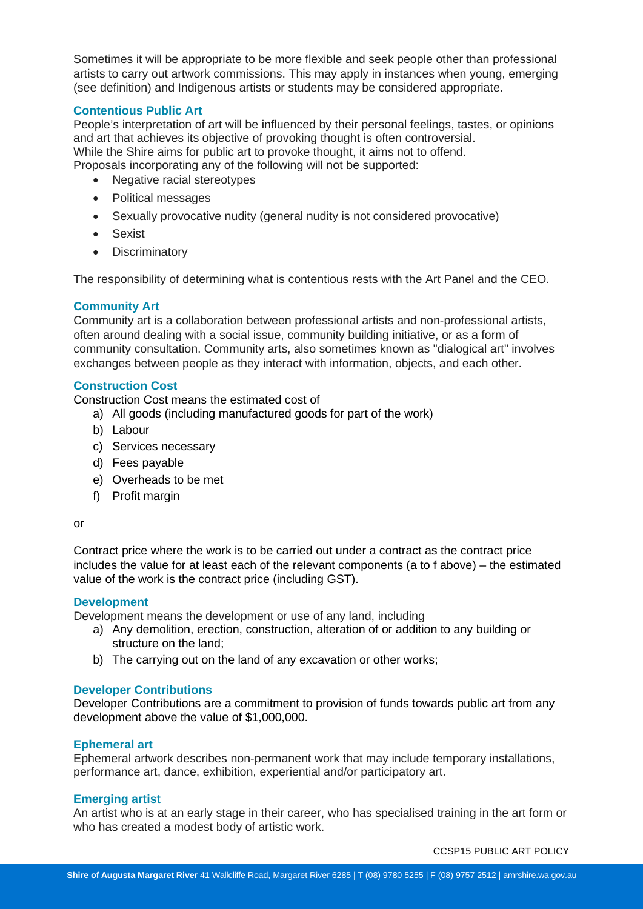Sometimes it will be appropriate to be more flexible and seek people other than professional artists to carry out artwork commissions. This may apply in instances when young, emerging (see definition) and Indigenous artists or students may be considered appropriate.

### Contentious Public Art

People's interpretation of art will be influenced by their personal feelings, tastes, or opinions and art that achieves its objective of provoking thought is often controversial.
While the Shire aims for public art to provoke thought, it aims not to offend.
Proposals incorporating any of the following will not be supported:

- Negative racial stereotypes
- Political messages
- Sexually provocative nudity (general nudity is not considered provocative)
- Sexist
- Discriminatory

The responsibility of determining what is contentious rests with the Art Panel and the CEO.

### Community Art

Community art is a collaboration between professional artists and non-professional artists, often around dealing with a social issue, community building initiative, or as a form of community consultation. Community arts, also sometimes known as "dialogical art" involves exchanges between people as they interact with information, objects, and each other.

### Construction Cost

Construction Cost means the estimated cost of

a) All goods (including manufactured goods for part of the work)
b) Labour
c) Services necessary
d) Fees payable
e) Overheads to be met
f) Profit margin

or

Contract price where the work is to be carried out under a contract as the contract price includes the value for at least each of the relevant components (a to f above) – the estimated value of the work is the contract price (including GST).

### Development

Development means the development or use of any land, including

a) Any demolition, erection, construction, alteration of or addition to any building or structure on the land;
b) The carrying out on the land of any excavation or other works;

### Developer Contributions

Developer Contributions are a commitment to provision of funds towards public art from any development above the value of $1,000,000.

### Ephemeral art

Ephemeral artwork describes non-permanent work that may include temporary installations, performance art, dance, exhibition, experiential and/or participatory art.

### Emerging artist

An artist who is at an early stage in their career, who has specialised training in the art form or who has created a modest body of artistic work.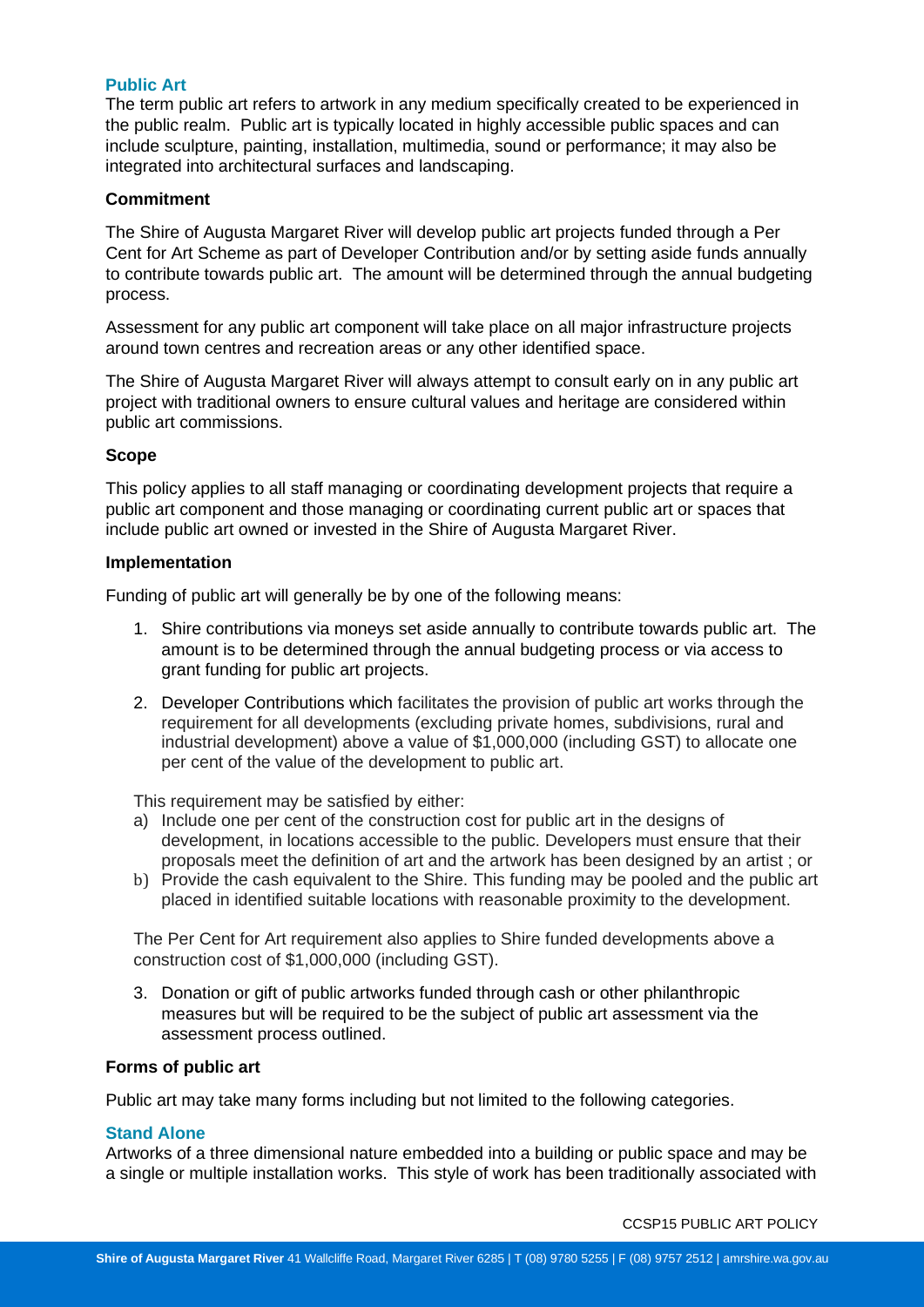### Public Art

The term public art refers to artwork in any medium specifically created to be experienced in the public realm. Public art is typically located in highly accessible public spaces and can include sculpture, painting, installation, multimedia, sound or performance; it may also be integrated into architectural surfaces and landscaping.

**Commitment**

The Shire of Augusta Margaret River will develop public art projects funded through a Per Cent for Art Scheme as part of Developer Contribution and/or by setting aside funds annually to contribute towards public art. The amount will be determined through the annual budgeting process.

Assessment for any public art component will take place on all major infrastructure projects around town centres and recreation areas or any other identified space.

The Shire of Augusta Margaret River will always attempt to consult early on in any public art project with traditional owners to ensure cultural values and heritage are considered within public art commissions.

**Scope**

This policy applies to all staff managing or coordinating development projects that require a public art component and those managing or coordinating current public art or spaces that include public art owned or invested in the Shire of Augusta Margaret River.

**Implementation**

Funding of public art will generally be by one of the following means:

1. Shire contributions via moneys set aside annually to contribute towards public art. The amount is to be determined through the annual budgeting process or via access to grant funding for public art projects.
2. Developer Contributions which facilitates the provision of public art works through the requirement for all developments (excluding private homes, subdivisions, rural and industrial development) above a value of $1,000,000 (including GST) to allocate one per cent of the value of the development to public art.

   This requirement may be satisfied by either:

   a) Include one per cent of the construction cost for public art in the designs of development, in locations accessible to the public. Developers must ensure that their proposals meet the definition of art and the artwork has been designed by an artist ; or
   b) Provide the cash equivalent to the Shire. This funding may be pooled and the public art placed in identified suitable locations with reasonable proximity to the development.

   The Per Cent for Art requirement also applies to Shire funded developments above a construction cost of $1,000,000 (including GST).

3. Donation or gift of public artworks funded through cash or other philanthropic measures but will be required to be the subject of public art assessment via the assessment process outlined.

**Forms of public art**

Public art may take many forms including but not limited to the following categories.

### Stand Alone

Artworks of a three dimensional nature embedded into a building or public space and may be a single or multiple installation works. This style of work has been traditionally associated with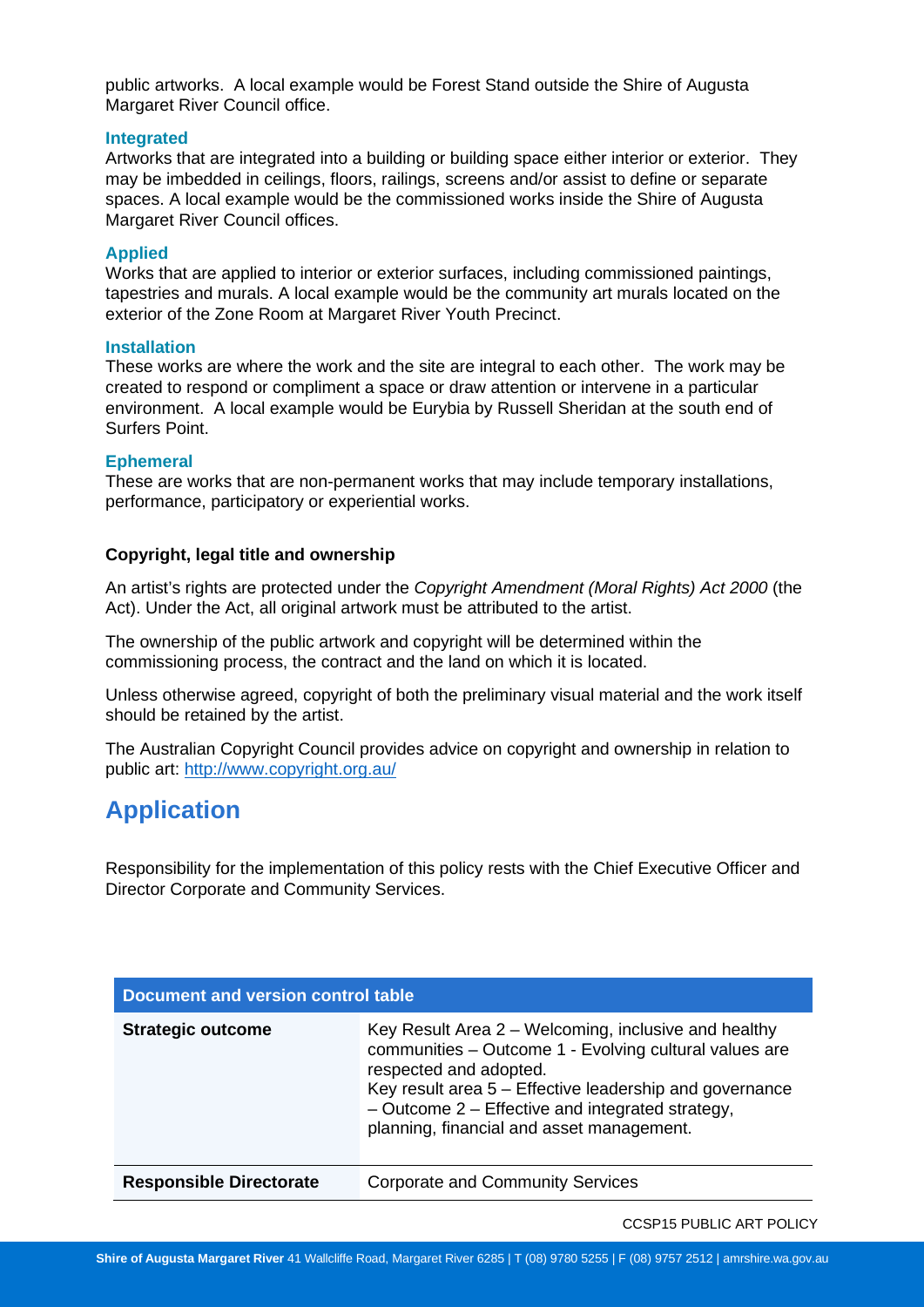public artworks. A local example would be Forest Stand outside the Shire of Augusta Margaret River Council office.

### Integrated

Artworks that are integrated into a building or building space either interior or exterior. They may be imbedded in ceilings, floors, railings, screens and/or assist to define or separate spaces. A local example would be the commissioned works inside the Shire of Augusta Margaret River Council offices.

### Applied

Works that are applied to interior or exterior surfaces, including commissioned paintings, tapestries and murals. A local example would be the community art murals located on the exterior of the Zone Room at Margaret River Youth Precinct.

### Installation

These works are where the work and the site are integral to each other. The work may be created to respond or compliment a space or draw attention or intervene in a particular environment. A local example would be Eurybia by Russell Sheridan at the south end of Surfers Point.

### Ephemeral

These are works that are non-permanent works that may include temporary installations, performance, participatory or experiential works.

**Copyright, legal title and ownership**

An artist's rights are protected under the *Copyright Amendment (Moral Rights) Act 2000* (the Act). Under the Act, all original artwork must be attributed to the artist.

The ownership of the public artwork and copyright will be determined within the commissioning process, the contract and the land on which it is located.

Unless otherwise agreed, copyright of both the preliminary visual material and the work itself should be retained by the artist.

The Australian Copyright Council provides advice on copyright and ownership in relation to public art: http://www.copyright.org.au/

## Application

Responsibility for the implementation of this policy rests with the Chief Executive Officer and Director Corporate and Community Services.

| Document and version control table | |
|---|---|
| **Strategic outcome** | Key Result Area 2 – Welcoming, inclusive and healthy communities – Outcome 1 - Evolving cultural values are respected and adopted.<br>Key result area 5 – Effective leadership and governance – Outcome 2 – Effective and integrated strategy, planning, financial and asset management. |
| **Responsible Directorate** | Corporate and Community Services |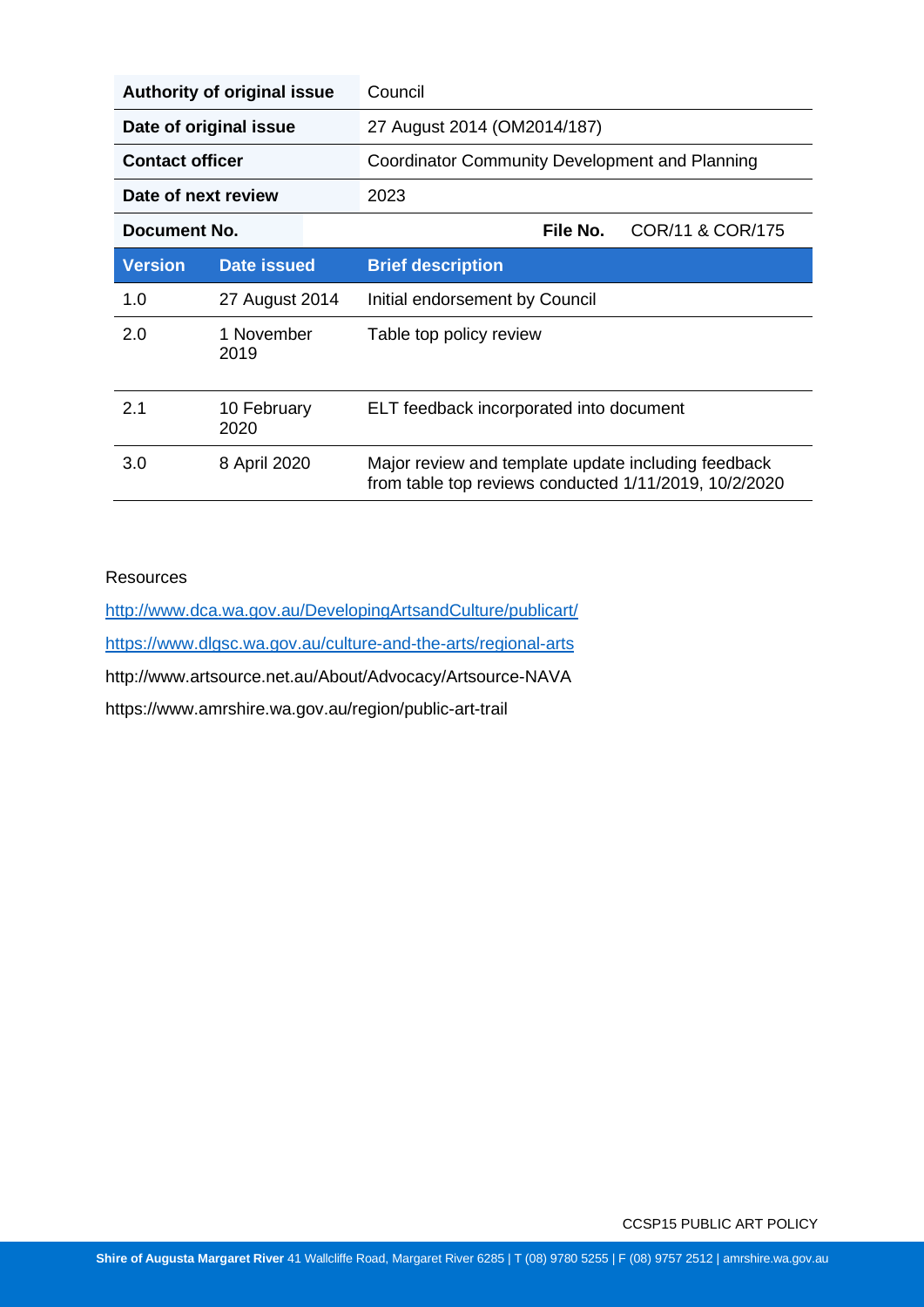| | | | |
|---|---|---|---|
| **Authority of original issue** | | Council | |
| **Date of original issue** | | 27 August 2014 (OM2014/187) | |
| **Contact officer** | | Coordinator Community Development and Planning | |
| **Date of next review** | | 2023 | |
| **Document No.** | | **File No.** | COR/11 & COR/175 |

| **Version** | **Date issued** | **Brief description** |
|---|---|---|
| 1.0 | 27 August 2014 | Initial endorsement by Council |
| 2.0 | 1 November 2019 | Table top policy review |
| 2.1 | 10 February 2020 | ELT feedback incorporated into document |
| 3.0 | 8 April 2020 | Major review and template update including feedback from table top reviews conducted 1/11/2019, 10/2/2020 |

Resources

http://www.dca.wa.gov.au/DevelopingArtsandCulture/publicart/

https://www.dlgsc.wa.gov.au/culture-and-the-arts/regional-arts

http://www.artsource.net.au/About/Advocacy/Artsource-NAVA

https://www.amrshire.wa.gov.au/region/public-art-trail